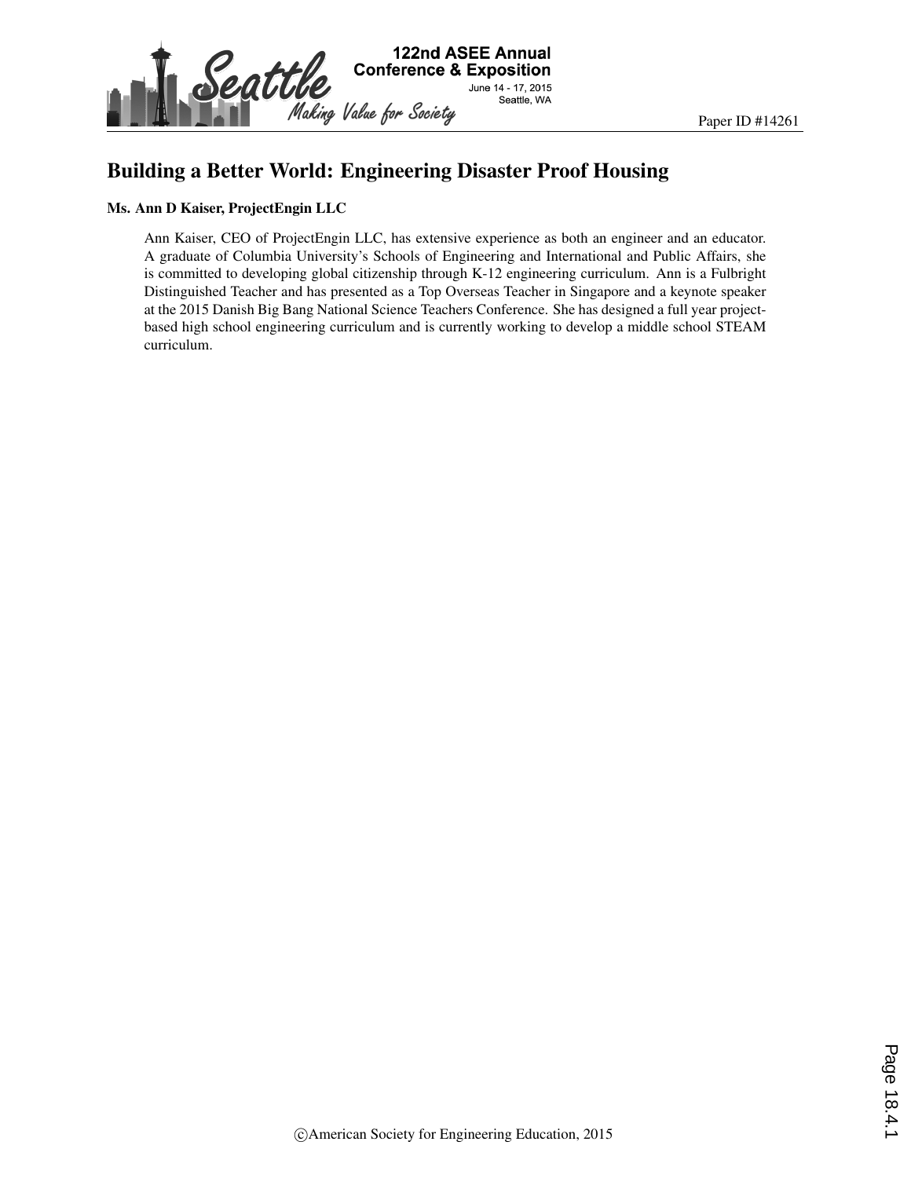# Building a Better World: Engineering Disaster Proof Housing

**Ms. Ann D Kaiser, ProjectEngin LLC**

Ann Kaiser, CEO of ProjectEngin LLC, has extensive experience as both an engineer and an educator. A graduate of Columbia University's Schools of Engineering and International and Public Affairs, she is committed to developing global citizenship through K-12 engineering curriculum. Ann is a Fulbright Distinguished Teacher and has presented as a Top Overseas Teacher in Singapore and a keynote speaker at the 2015 Danish Big Bang National Science Teachers Conference. She has designed a full year project-based high school engineering curriculum and is currently working to develop a middle school STEAM curriculum.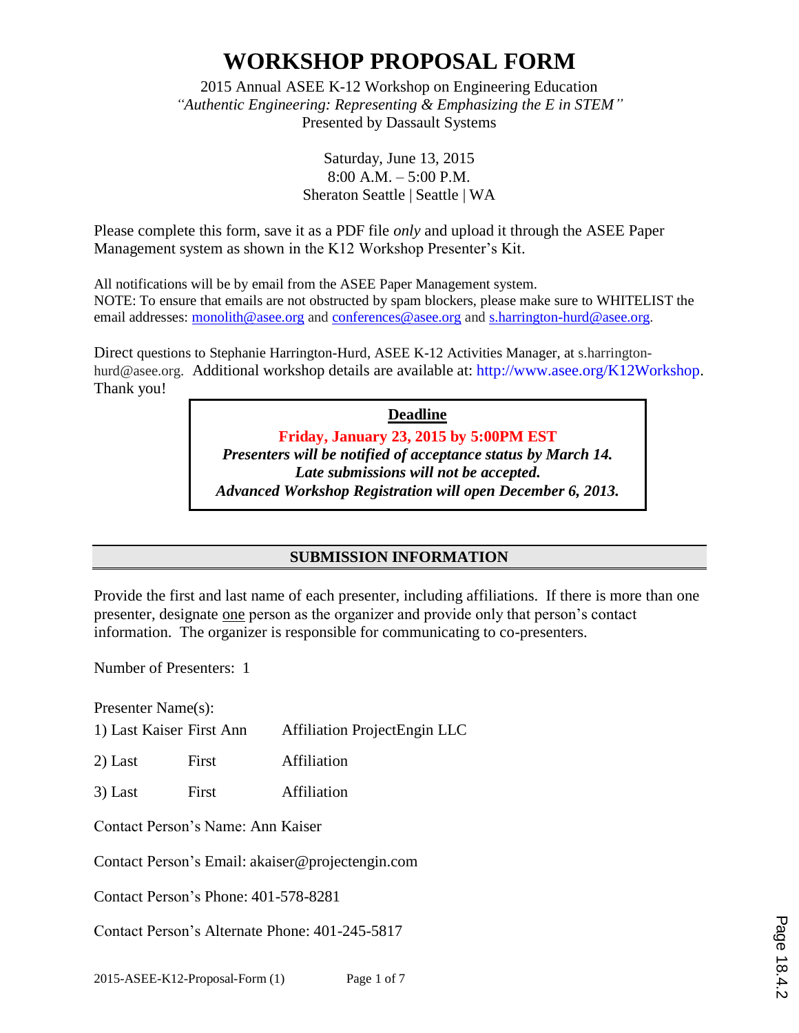# WORKSHOP PROPOSAL FORM

2015 Annual ASEE K-12 Workshop on Engineering Education
*"Authentic Engineering: Representing & Emphasizing the E in STEM"*
Presented by Dassault Systems

Saturday, June 13, 2015
8:00 A.M. – 5:00 P.M.
Sheraton Seattle | Seattle | WA

Please complete this form, save it as a PDF file *only* and upload it through the ASEE Paper Management system as shown in the K12 Workshop Presenter's Kit.

All notifications will be by email from the ASEE Paper Management system.
NOTE: To ensure that emails are not obstructed by spam blockers, please make sure to WHITELIST the email addresses: monolith@asee.org and conferences@asee.org and s.harrington-hurd@asee.org.

Direct questions to Stephanie Harrington-Hurd, ASEE K-12 Activities Manager, at s.harrington-hurd@asee.org. Additional workshop details are available at: http://www.asee.org/K12Workshop. Thank you!

**Deadline**

**Friday, January 23, 2015 by 5:00PM EST**
***Presenters will be notified of acceptance status by March 14.***
***Late submissions will not be accepted.***
***Advanced Workshop Registration will open December 6, 2013.***

## SUBMISSION INFORMATION

Provide the first and last name of each presenter, including affiliations. If there is more than one presenter, designate one person as the organizer and provide only that person's contact information. The organizer is responsible for communicating to co-presenters.

Number of Presenters: 1

Presenter Name(s):

1) Last Kaiser First Ann Affiliation ProjectEngin LLC

2) Last First Affiliation

3) Last First Affiliation

Contact Person's Name: Ann Kaiser

Contact Person's Email: akaiser@projectengin.com

Contact Person's Phone: 401-578-8281

Contact Person's Alternate Phone: 401-245-5817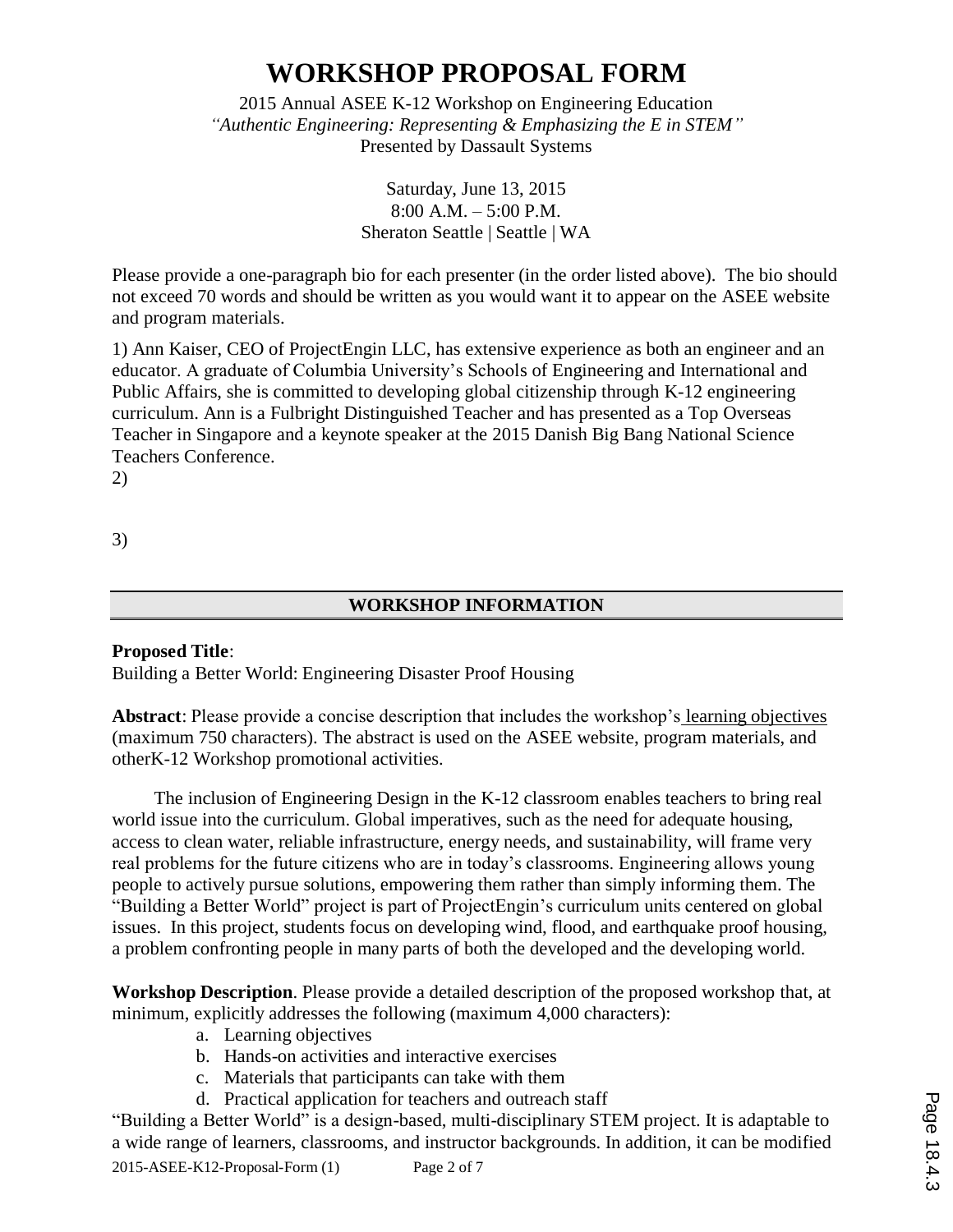# WORKSHOP PROPOSAL FORM

2015 Annual ASEE K-12 Workshop on Engineering Education
*"Authentic Engineering: Representing & Emphasizing the E in STEM"*
Presented by Dassault Systems

Saturday, June 13, 2015
8:00 A.M. – 5:00 P.M.
Sheraton Seattle | Seattle | WA

Please provide a one-paragraph bio for each presenter (in the order listed above). The bio should not exceed 70 words and should be written as you would want it to appear on the ASEE website and program materials.

1) Ann Kaiser, CEO of ProjectEngin LLC, has extensive experience as both an engineer and an educator. A graduate of Columbia University's Schools of Engineering and International and Public Affairs, she is committed to developing global citizenship through K-12 engineering curriculum. Ann is a Fulbright Distinguished Teacher and has presented as a Top Overseas Teacher in Singapore and a keynote speaker at the 2015 Danish Big Bang National Science Teachers Conference.

2)

3)

## WORKSHOP INFORMATION

**Proposed Title**:
Building a Better World: Engineering Disaster Proof Housing

**Abstract**: Please provide a concise description that includes the workshop's learning objectives (maximum 750 characters). The abstract is used on the ASEE website, program materials, and otherK-12 Workshop promotional activities.

The inclusion of Engineering Design in the K-12 classroom enables teachers to bring real world issue into the curriculum. Global imperatives, such as the need for adequate housing, access to clean water, reliable infrastructure, energy needs, and sustainability, will frame very real problems for the future citizens who are in today's classrooms. Engineering allows young people to actively pursue solutions, empowering them rather than simply informing them. The "Building a Better World" project is part of ProjectEngin's curriculum units centered on global issues. In this project, students focus on developing wind, flood, and earthquake proof housing, a problem confronting people in many parts of both the developed and the developing world.

**Workshop Description**. Please provide a detailed description of the proposed workshop that, at minimum, explicitly addresses the following (maximum 4,000 characters):

a. Learning objectives
b. Hands-on activities and interactive exercises
c. Materials that participants can take with them
d. Practical application for teachers and outreach staff

"Building a Better World" is a design-based, multi-disciplinary STEM project. It is adaptable to a wide range of learners, classrooms, and instructor backgrounds. In addition, it can be modified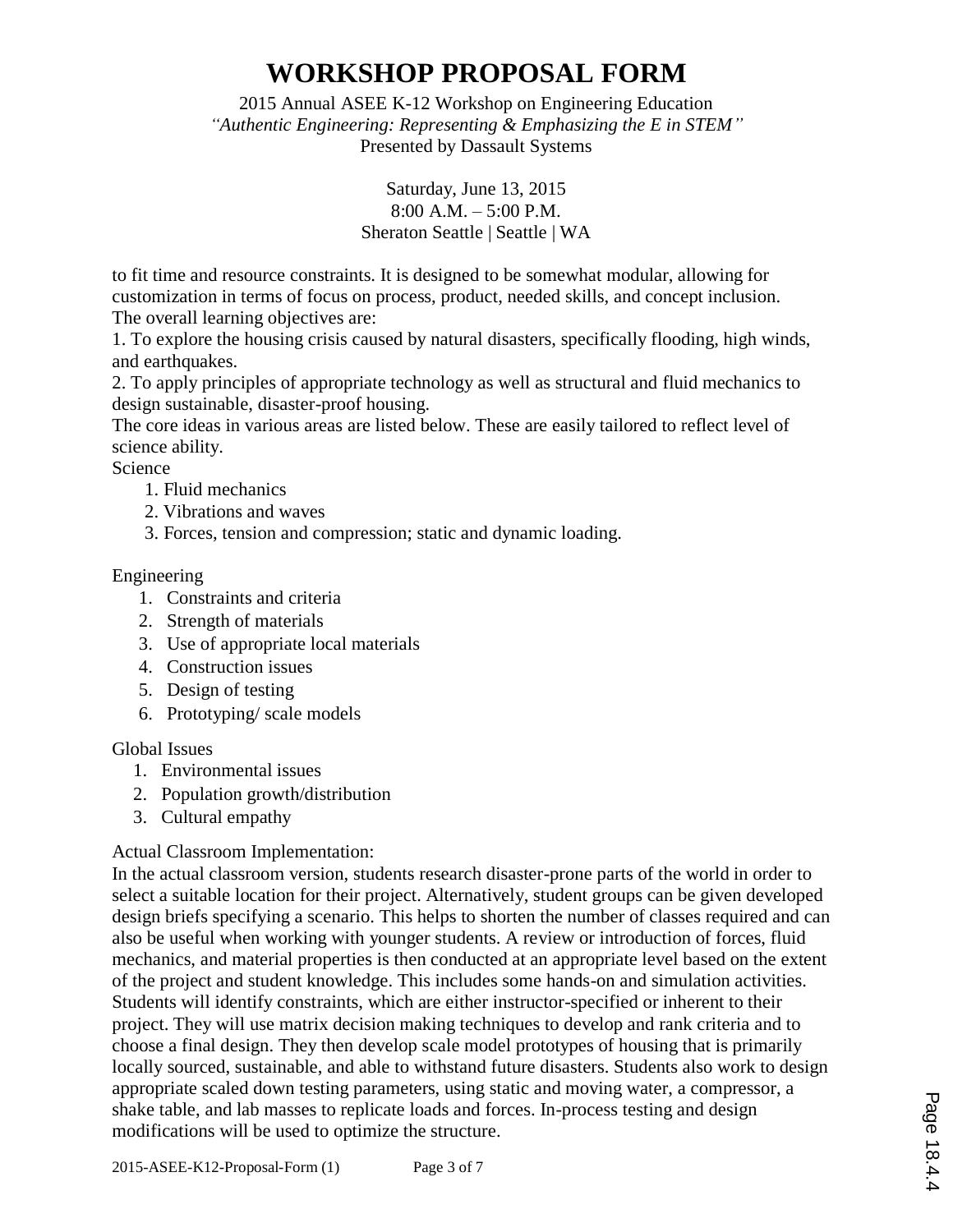to fit time and resource constraints. It is designed to be somewhat modular, allowing for customization in terms of focus on process, product, needed skills, and concept inclusion. The overall learning objectives are:

1. To explore the housing crisis caused by natural disasters, specifically flooding, high winds, and earthquakes.
2. To apply principles of appropriate technology as well as structural and fluid mechanics to design sustainable, disaster-proof housing.

The core ideas in various areas are listed below. These are easily tailored to reflect level of science ability.

Science

1. Fluid mechanics
2. Vibrations and waves
3. Forces, tension and compression; static and dynamic loading.

Engineering

1. Constraints and criteria
2. Strength of materials
3. Use of appropriate local materials
4. Construction issues
5. Design of testing
6. Prototyping/ scale models

Global Issues

1. Environmental issues
2. Population growth/distribution
3. Cultural empathy

Actual Classroom Implementation:

In the actual classroom version, students research disaster-prone parts of the world in order to select a suitable location for their project. Alternatively, student groups can be given developed design briefs specifying a scenario. This helps to shorten the number of classes required and can also be useful when working with younger students. A review or introduction of forces, fluid mechanics, and material properties is then conducted at an appropriate level based on the extent of the project and student knowledge. This includes some hands-on and simulation activities. Students will identify constraints, which are either instructor-specified or inherent to their project. They will use matrix decision making techniques to develop and rank criteria and to choose a final design. They then develop scale model prototypes of housing that is primarily locally sourced, sustainable, and able to withstand future disasters. Students also work to design appropriate scaled down testing parameters, using static and moving water, a compressor, a shake table, and lab masses to replicate loads and forces. In-process testing and design modifications will be used to optimize the structure.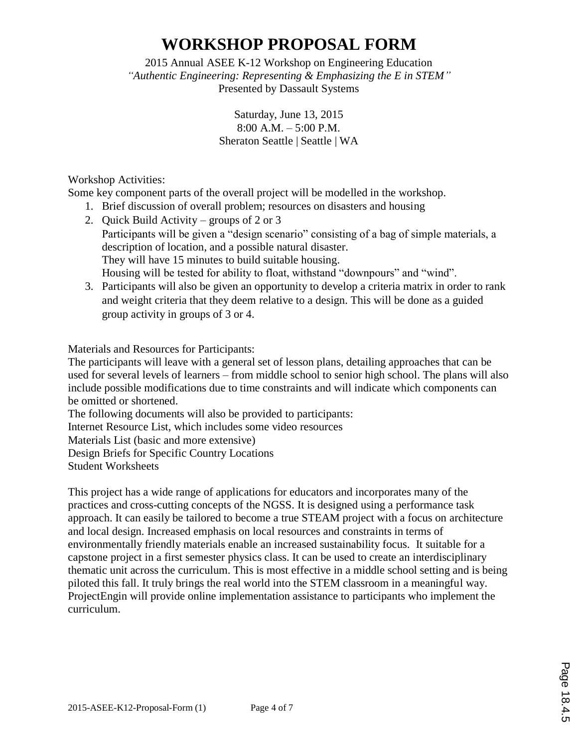# WORKSHOP PROPOSAL FORM

2015 Annual ASEE K-12 Workshop on Engineering Education
*"Authentic Engineering: Representing & Emphasizing the E in STEM"*
Presented by Dassault Systems

Saturday, June 13, 2015
8:00 A.M. – 5:00 P.M.
Sheraton Seattle | Seattle | WA

Workshop Activities:
Some key component parts of the overall project will be modelled in the workshop.

1. Brief discussion of overall problem; resources on disasters and housing
2. Quick Build Activity – groups of 2 or 3
   Participants will be given a "design scenario" consisting of a bag of simple materials, a description of location, and a possible natural disaster.
   They will have 15 minutes to build suitable housing.
   Housing will be tested for ability to float, withstand "downpours" and "wind".
3. Participants will also be given an opportunity to develop a criteria matrix in order to rank and weight criteria that they deem relative to a design. This will be done as a guided group activity in groups of 3 or 4.

Materials and Resources for Participants:
The participants will leave with a general set of lesson plans, detailing approaches that can be used for several levels of learners – from middle school to senior high school. The plans will also include possible modifications due to time constraints and will indicate which components can be omitted or shortened.
The following documents will also be provided to participants:
Internet Resource List, which includes some video resources
Materials List (basic and more extensive)
Design Briefs for Specific Country Locations
Student Worksheets

This project has a wide range of applications for educators and incorporates many of the practices and cross-cutting concepts of the NGSS. It is designed using a performance task approach. It can easily be tailored to become a true STEAM project with a focus on architecture and local design. Increased emphasis on local resources and constraints in terms of environmentally friendly materials enable an increased sustainability focus. It suitable for a capstone project in a first semester physics class. It can be used to create an interdisciplinary thematic unit across the curriculum. This is most effective in a middle school setting and is being piloted this fall. It truly brings the real world into the STEM classroom in a meaningful way. ProjectEngin will provide online implementation assistance to participants who implement the curriculum.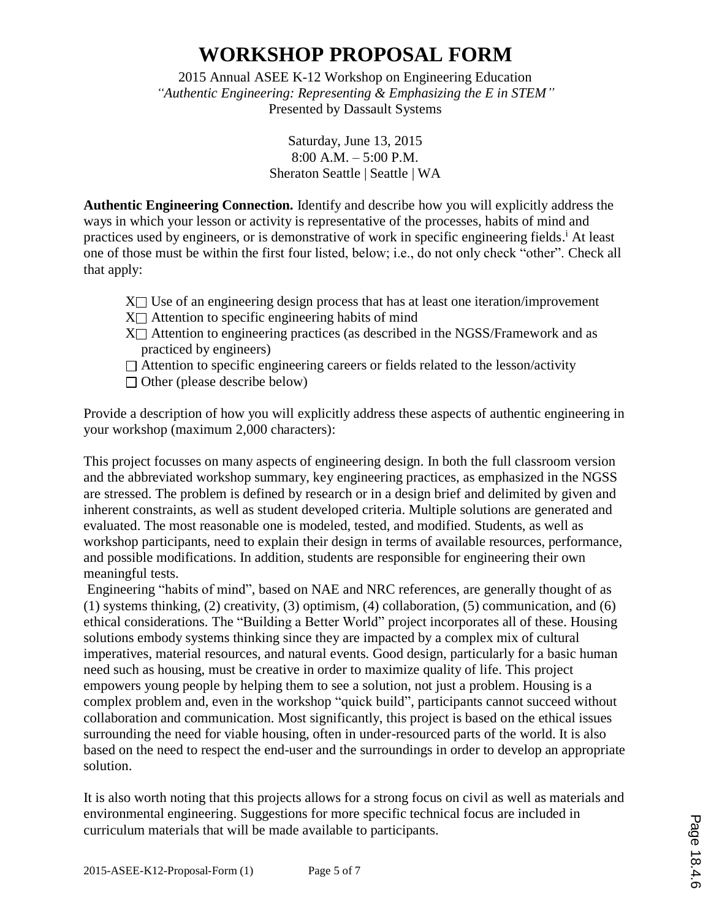# WORKSHOP PROPOSAL FORM

2015 Annual ASEE K-12 Workshop on Engineering Education
*"Authentic Engineering: Representing & Emphasizing the E in STEM"*
Presented by Dassault Systems

Saturday, June 13, 2015
8:00 A.M. – 5:00 P.M.
Sheraton Seattle | Seattle | WA

**Authentic Engineering Connection.** Identify and describe how you will explicitly address the ways in which your lesson or activity is representative of the processes, habits of mind and practices used by engineers, or is demonstrative of work in specific engineering fields.[i] At least one of those must be within the first four listed, below; i.e., do not only check "other". Check all that apply:

- X☐ Use of an engineering design process that has at least one iteration/improvement
- X☐ Attention to specific engineering habits of mind
- X☐ Attention to engineering practices (as described in the NGSS/Framework and as practiced by engineers)
- ☐ Attention to specific engineering careers or fields related to the lesson/activity
- ☐ Other (please describe below)

Provide a description of how you will explicitly address these aspects of authentic engineering in your workshop (maximum 2,000 characters):

This project focusses on many aspects of engineering design. In both the full classroom version and the abbreviated workshop summary, key engineering practices, as emphasized in the NGSS are stressed. The problem is defined by research or in a design brief and delimited by given and inherent constraints, as well as student developed criteria. Multiple solutions are generated and evaluated. The most reasonable one is modeled, tested, and modified. Students, as well as workshop participants, need to explain their design in terms of available resources, performance, and possible modifications. In addition, students are responsible for engineering their own meaningful tests.

Engineering "habits of mind", based on NAE and NRC references, are generally thought of as (1) systems thinking, (2) creativity, (3) optimism, (4) collaboration, (5) communication, and (6) ethical considerations. The "Building a Better World" project incorporates all of these. Housing solutions embody systems thinking since they are impacted by a complex mix of cultural imperatives, material resources, and natural events. Good design, particularly for a basic human need such as housing, must be creative in order to maximize quality of life. This project empowers young people by helping them to see a solution, not just a problem. Housing is a complex problem and, even in the workshop "quick build", participants cannot succeed without collaboration and communication. Most significantly, this project is based on the ethical issues surrounding the need for viable housing, often in under-resourced parts of the world. It is also based on the need to respect the end-user and the surroundings in order to develop an appropriate solution.

It is also worth noting that this projects allows for a strong focus on civil as well as materials and environmental engineering. Suggestions for more specific technical focus are included in curriculum materials that will be made available to participants.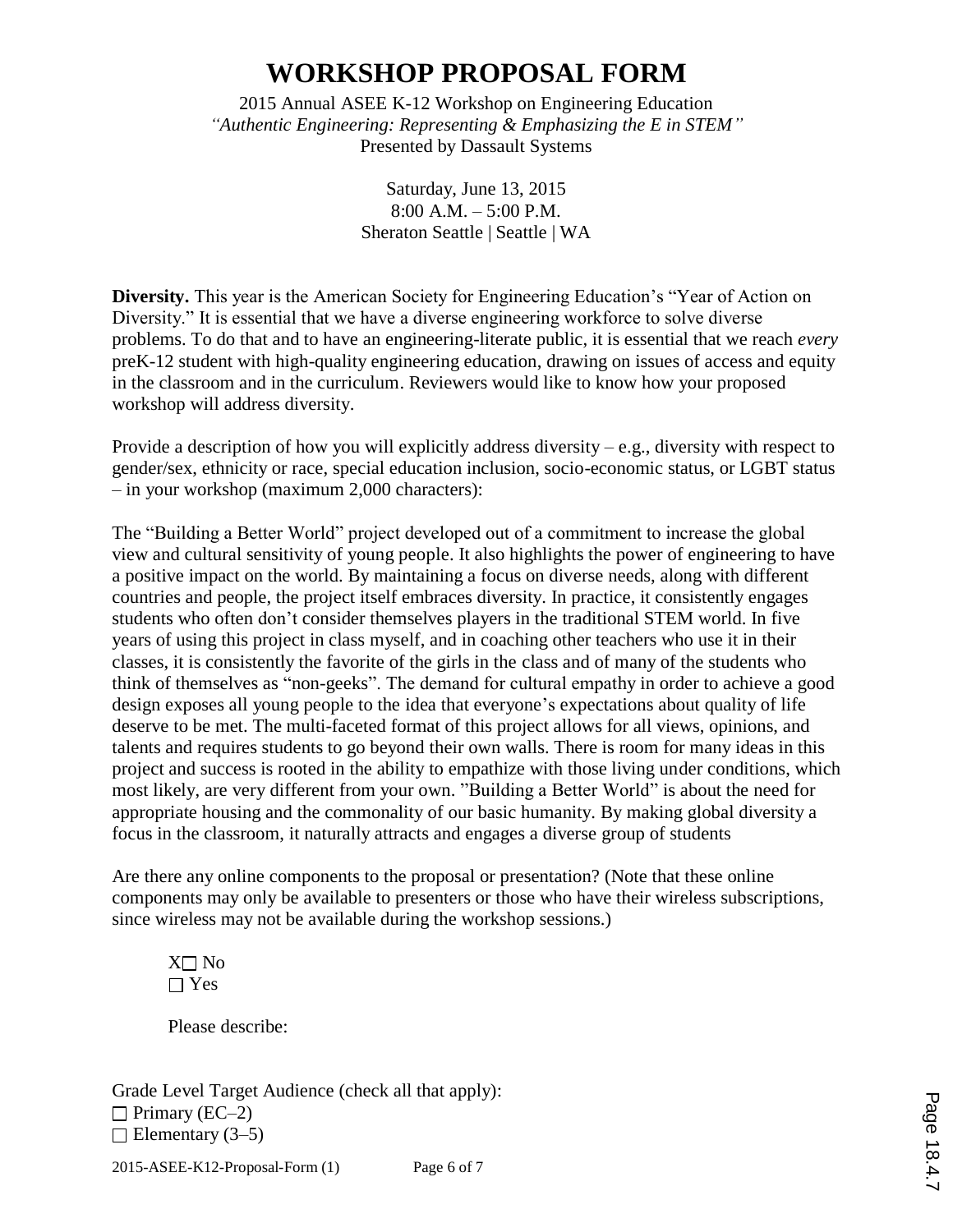# WORKSHOP PROPOSAL FORM

2015 Annual ASEE K-12 Workshop on Engineering Education
*"Authentic Engineering: Representing & Emphasizing the E in STEM"*
Presented by Dassault Systems

Saturday, June 13, 2015
8:00 A.M. – 5:00 P.M.
Sheraton Seattle | Seattle | WA

**Diversity.** This year is the American Society for Engineering Education's "Year of Action on Diversity." It is essential that we have a diverse engineering workforce to solve diverse problems. To do that and to have an engineering-literate public, it is essential that we reach *every* preK-12 student with high-quality engineering education, drawing on issues of access and equity in the classroom and in the curriculum. Reviewers would like to know how your proposed workshop will address diversity.

Provide a description of how you will explicitly address diversity – e.g., diversity with respect to gender/sex, ethnicity or race, special education inclusion, socio-economic status, or LGBT status – in your workshop (maximum 2,000 characters):

The "Building a Better World" project developed out of a commitment to increase the global view and cultural sensitivity of young people. It also highlights the power of engineering to have a positive impact on the world. By maintaining a focus on diverse needs, along with different countries and people, the project itself embraces diversity. In practice, it consistently engages students who often don't consider themselves players in the traditional STEM world. In five years of using this project in class myself, and in coaching other teachers who use it in their classes, it is consistently the favorite of the girls in the class and of many of the students who think of themselves as "non-geeks". The demand for cultural empathy in order to achieve a good design exposes all young people to the idea that everyone's expectations about quality of life deserve to be met. The multi-faceted format of this project allows for all views, opinions, and talents and requires students to go beyond their own walls. There is room for many ideas in this project and success is rooted in the ability to empathize with those living under conditions, which most likely, are very different from your own. "Building a Better World" is about the need for appropriate housing and the commonality of our basic humanity. By making global diversity a focus in the classroom, it naturally attracts and engages a diverse group of students

Are there any online components to the proposal or presentation? (Note that these online components may only be available to presenters or those who have their wireless subscriptions, since wireless may not be available during the workshop sessions.)

X☐ No
☐ Yes

Please describe:

Grade Level Target Audience (check all that apply):
☐ Primary (EC–2)
☐ Elementary (3–5)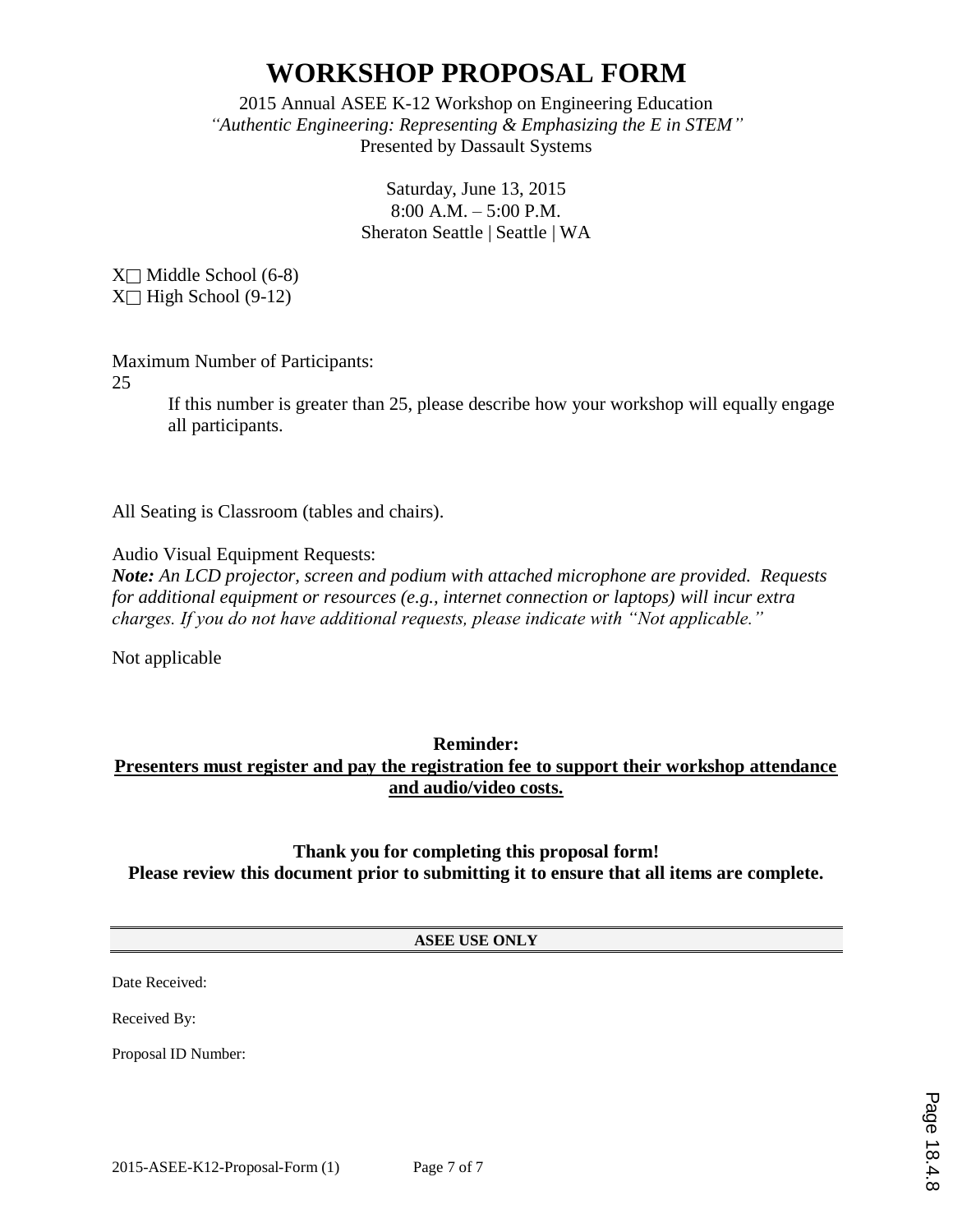# WORKSHOP PROPOSAL FORM

2015 Annual ASEE K-12 Workshop on Engineering Education
*"Authentic Engineering: Representing & Emphasizing the E in STEM"*
Presented by Dassault Systems

Saturday, June 13, 2015
8:00 A.M. – 5:00 P.M.
Sheraton Seattle | Seattle | WA

X☐ Middle School (6-8)
X☐ High School (9-12)

Maximum Number of Participants:
25

If this number is greater than 25, please describe how your workshop will equally engage all participants.

All Seating is Classroom (tables and chairs).

Audio Visual Equipment Requests:
***Note:*** *An LCD projector, screen and podium with attached microphone are provided. Requests for additional equipment or resources (e.g., internet connection or laptops) will incur extra charges. If you do not have additional requests, please indicate with "Not applicable."*

Not applicable

**Reminder:**
**Presenters must register and pay the registration fee to support their workshop attendance and audio/video costs.**

**Thank you for completing this proposal form!**
**Please review this document prior to submitting it to ensure that all items are complete.**

---

**ASEE USE ONLY**

Date Received:

Received By:

Proposal ID Number:

2015-ASEE-K12-Proposal-Form (1)